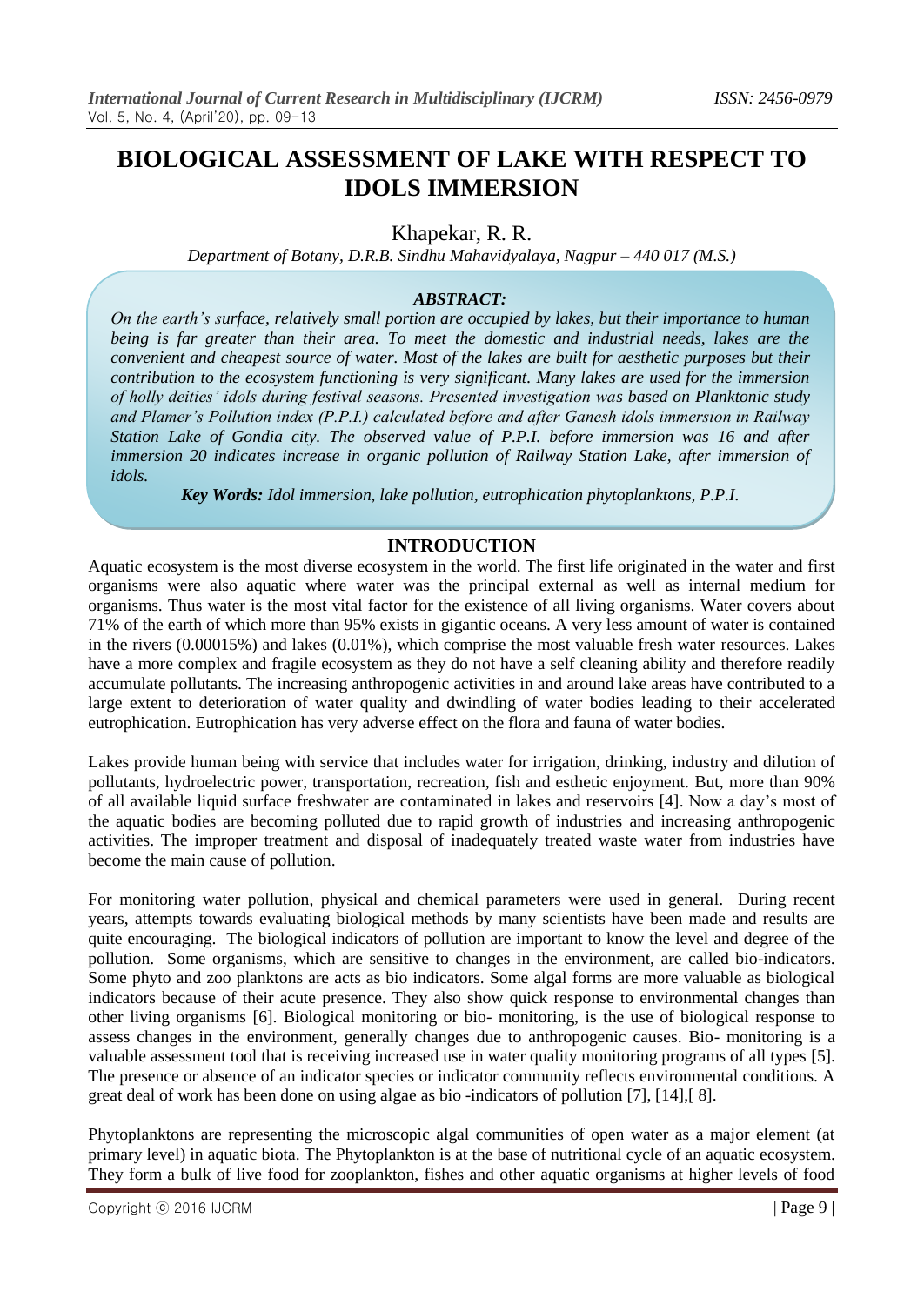# BIOLOGICAL ASSESSMENT OF LAKE WITH RESPECT TO IDOLS IMMERSION

Khapekar, R. R.

*Department of Botany, D.R.B. Sindhu Mahavidyalaya, Nagpur – 440 017 (M.S.)*

### *ABSTRACT:*

*On the earth's surface, relatively small portion are occupied by lakes, but their importance to human being is far greater than their area. To meet the domestic and industrial needs, lakes are the convenient and cheapest source of water. Most of the lakes are built for aesthetic purposes but their contribution to the ecosystem functioning is very significant. Many lakes are used for the immersion of holly deities' idols during festival seasons. Presented investigation was based on Planktonic study and Plamer's Pollution index (P.P.I.) calculated before and after Ganesh idols immersion in Railway Station Lake of Gondia city. The observed value of P.P.I. before immersion was 16 and after immersion 20 indicates increase in organic pollution of Railway Station Lake, after immersion of idols.*

***Key Words:** Idol immersion, lake pollution, eutrophication phytoplanktons, P.P.I.*

## INTRODUCTION

Aquatic ecosystem is the most diverse ecosystem in the world. The first life originated in the water and first organisms were also aquatic where water was the principal external as well as internal medium for organisms. Thus water is the most vital factor for the existence of all living organisms. Water covers about 71% of the earth of which more than 95% exists in gigantic oceans. A very less amount of water is contained in the rivers (0.00015%) and lakes (0.01%), which comprise the most valuable fresh water resources. Lakes have a more complex and fragile ecosystem as they do not have a self cleaning ability and therefore readily accumulate pollutants. The increasing anthropogenic activities in and around lake areas have contributed to a large extent to deterioration of water quality and dwindling of water bodies leading to their accelerated eutrophication. Eutrophication has very adverse effect on the flora and fauna of water bodies.

Lakes provide human being with service that includes water for irrigation, drinking, industry and dilution of pollutants, hydroelectric power, transportation, recreation, fish and esthetic enjoyment. But, more than 90% of all available liquid surface freshwater are contaminated in lakes and reservoirs [4]. Now a day's most of the aquatic bodies are becoming polluted due to rapid growth of industries and increasing anthropogenic activities. The improper treatment and disposal of inadequately treated waste water from industries have become the main cause of pollution.

For monitoring water pollution, physical and chemical parameters were used in general. During recent years, attempts towards evaluating biological methods by many scientists have been made and results are quite encouraging. The biological indicators of pollution are important to know the level and degree of the pollution. Some organisms, which are sensitive to changes in the environment, are called bio-indicators. Some phyto and zoo planktons are acts as bio indicators. Some algal forms are more valuable as biological indicators because of their acute presence. They also show quick response to environmental changes than other living organisms [6]. Biological monitoring or bio- monitoring, is the use of biological response to assess changes in the environment, generally changes due to anthropogenic causes. Bio- monitoring is a valuable assessment tool that is receiving increased use in water quality monitoring programs of all types [5]. The presence or absence of an indicator species or indicator community reflects environmental conditions. A great deal of work has been done on using algae as bio -indicators of pollution [7], [14],[ 8].

Phytoplanktons are representing the microscopic algal communities of open water as a major element (at primary level) in aquatic biota. The Phytoplankton is at the base of nutritional cycle of an aquatic ecosystem. They form a bulk of live food for zooplankton, fishes and other aquatic organisms at higher levels of food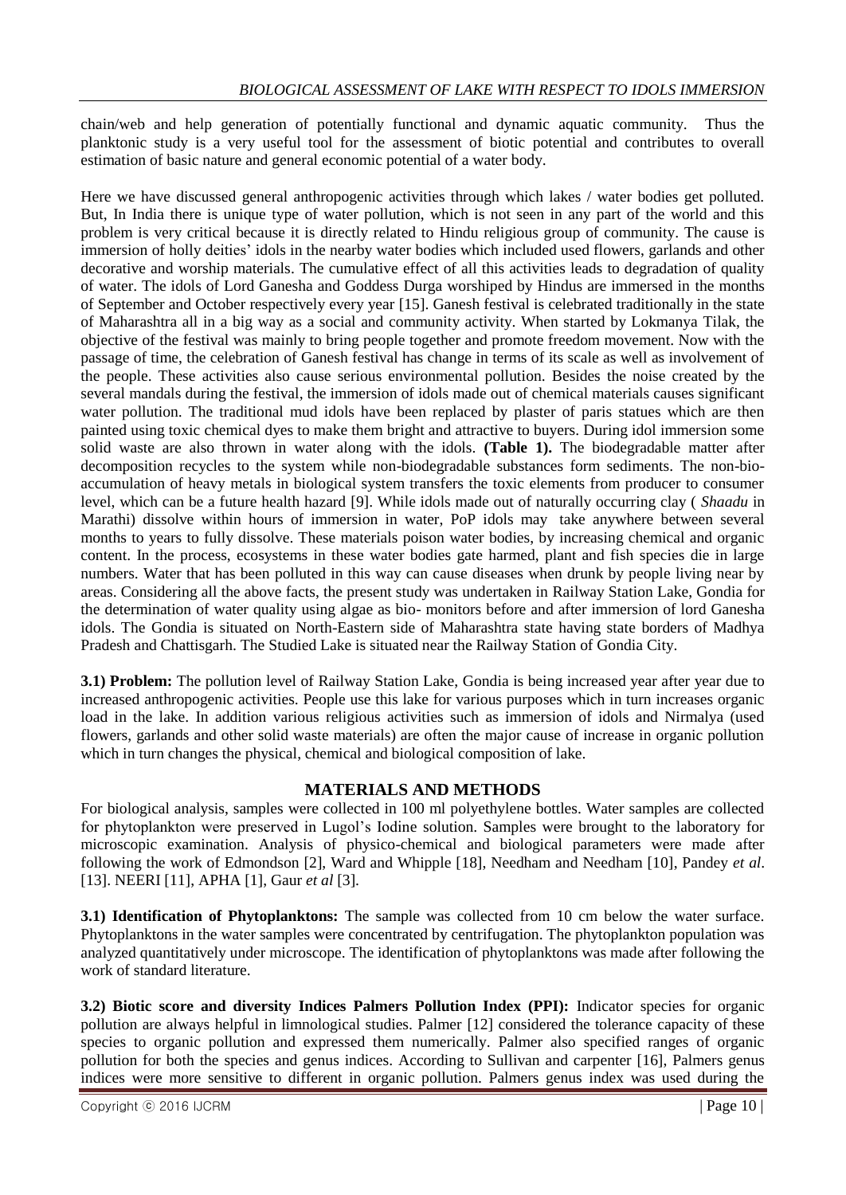chain/web and help generation of potentially functional and dynamic aquatic community. Thus the planktonic study is a very useful tool for the assessment of biotic potential and contributes to overall estimation of basic nature and general economic potential of a water body.

Here we have discussed general anthropogenic activities through which lakes / water bodies get polluted. But, In India there is unique type of water pollution, which is not seen in any part of the world and this problem is very critical because it is directly related to Hindu religious group of community. The cause is immersion of holly deities' idols in the nearby water bodies which included used flowers, garlands and other decorative and worship materials. The cumulative effect of all this activities leads to degradation of quality of water. The idols of Lord Ganesha and Goddess Durga worshiped by Hindus are immersed in the months of September and October respectively every year [15]. Ganesh festival is celebrated traditionally in the state of Maharashtra all in a big way as a social and community activity. When started by Lokmanya Tilak, the objective of the festival was mainly to bring people together and promote freedom movement. Now with the passage of time, the celebration of Ganesh festival has change in terms of its scale as well as involvement of the people. These activities also cause serious environmental pollution. Besides the noise created by the several mandals during the festival, the immersion of idols made out of chemical materials causes significant water pollution. The traditional mud idols have been replaced by plaster of paris statues which are then painted using toxic chemical dyes to make them bright and attractive to buyers. During idol immersion some solid waste are also thrown in water along with the idols. **(Table 1).** The biodegradable matter after decomposition recycles to the system while non-biodegradable substances form sediments. The non-bio-accumulation of heavy metals in biological system transfers the toxic elements from producer to consumer level, which can be a future health hazard [9]. While idols made out of naturally occurring clay ( *Shaadu* in Marathi) dissolve within hours of immersion in water, PoP idols may take anywhere between several months to years to fully dissolve. These materials poison water bodies, by increasing chemical and organic content. In the process, ecosystems in these water bodies gate harmed, plant and fish species die in large numbers. Water that has been polluted in this way can cause diseases when drunk by people living near by areas. Considering all the above facts, the present study was undertaken in Railway Station Lake, Gondia for the determination of water quality using algae as bio- monitors before and after immersion of lord Ganesha idols. The Gondia is situated on North-Eastern side of Maharashtra state having state borders of Madhya Pradesh and Chattisgarh. The Studied Lake is situated near the Railway Station of Gondia City.

**3.1) Problem:** The pollution level of Railway Station Lake, Gondia is being increased year after year due to increased anthropogenic activities. People use this lake for various purposes which in turn increases organic load in the lake. In addition various religious activities such as immersion of idols and Nirmalya (used flowers, garlands and other solid waste materials) are often the major cause of increase in organic pollution which in turn changes the physical, chemical and biological composition of lake.

## MATERIALS AND METHODS

For biological analysis, samples were collected in 100 ml polyethylene bottles. Water samples are collected for phytoplankton were preserved in Lugol's Iodine solution. Samples were brought to the laboratory for microscopic examination. Analysis of physico-chemical and biological parameters were made after following the work of Edmondson [2], Ward and Whipple [18], Needham and Needham [10], Pandey *et al*. [13]. NEERI [11], APHA [1], Gaur *et al* [3].

**3.1) Identification of Phytoplanktons:** The sample was collected from 10 cm below the water surface. Phytoplanktons in the water samples were concentrated by centrifugation. The phytoplankton population was analyzed quantitatively under microscope. The identification of phytoplanktons was made after following the work of standard literature.

**3.2) Biotic score and diversity Indices Palmers Pollution Index (PPI):** Indicator species for organic pollution are always helpful in limnological studies. Palmer [12] considered the tolerance capacity of these species to organic pollution and expressed them numerically. Palmer also specified ranges of organic pollution for both the species and genus indices. According to Sullivan and carpenter [16], Palmers genus indices were more sensitive to different in organic pollution. Palmers genus index was used during the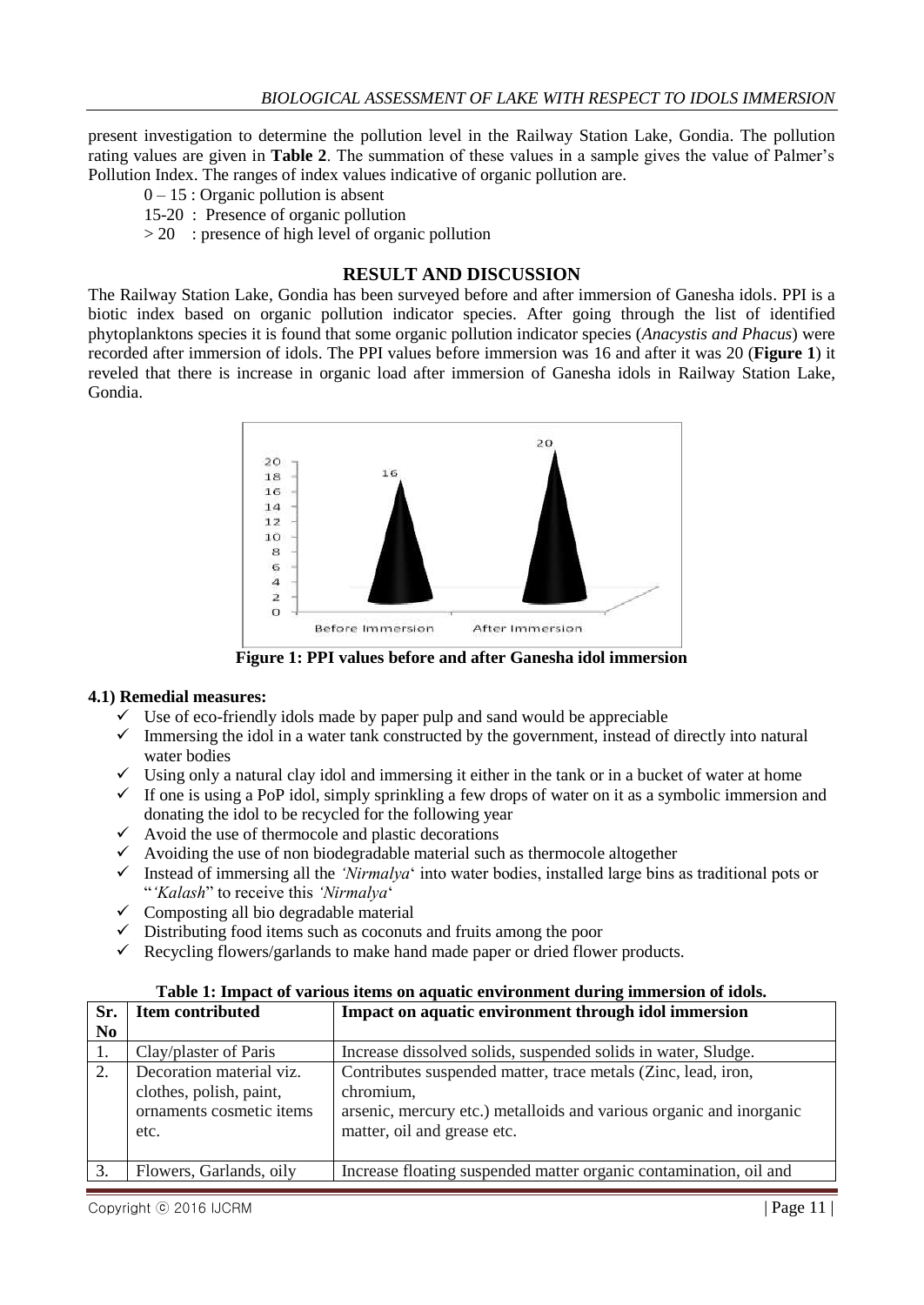present investigation to determine the pollution level in the Railway Station Lake, Gondia. The pollution rating values are given in **Table 2**. The summation of these values in a sample gives the value of Palmer's Pollution Index. The ranges of index values indicative of organic pollution are.

- 0 – 15 : Organic pollution is absent
- 15-20 : Presence of organic pollution
- > 20 : presence of high level of organic pollution

## RESULT AND DISCUSSION

The Railway Station Lake, Gondia has been surveyed before and after immersion of Ganesha idols. PPI is a biotic index based on organic pollution indicator species. After going through the list of identified phytoplanktons species it is found that some organic pollution indicator species (*Anacystis and Phacus*) were recorded after immersion of idols. The PPI values before immersion was 16 and after it was 20 (**Figure 1**) it reveled that there is increase in organic load after immersion of Ganesha idols in Railway Station Lake, Gondia.

**Figure 1: PPI values before and after Ganesha idol immersion**

### 4.1) Remedial measures:

- ✓ Use of eco-friendly idols made by paper pulp and sand would be appreciable
- ✓ Immersing the idol in a water tank constructed by the government, instead of directly into natural water bodies
- ✓ Using only a natural clay idol and immersing it either in the tank or in a bucket of water at home
- ✓ If one is using a PoP idol, simply sprinkling a few drops of water on it as a symbolic immersion and donating the idol to be recycled for the following year
- ✓ Avoid the use of thermocole and plastic decorations
- ✓ Avoiding the use of non biodegradable material such as thermocole altogether
- ✓ Instead of immersing all the *'Nirmalya*' into water bodies, installed large bins as traditional pots or "*'Kalash*" to receive this *'Nirmalya*'
- ✓ Composting all bio degradable material
- ✓ Distributing food items such as coconuts and fruits among the poor
- ✓ Recycling flowers/garlands to make hand made paper or dried flower products.

**Table 1: Impact of various items on aquatic environment during immersion of idols.**

| Sr. No | Item contributed | Impact on aquatic environment through idol immersion |
|---|---|---|
| 1. | Clay/plaster of Paris | Increase dissolved solids, suspended solids in water, Sludge. |
| 2. | Decoration material viz. clothes, polish, paint, ornaments cosmetic items etc. | Contributes suspended matter, trace metals (Zinc, lead, iron, chromium, arsenic, mercury etc.) metalloids and various organic and inorganic matter, oil and grease etc. |
| 3. | Flowers, Garlands, oily | Increase floating suspended matter organic contamination, oil and |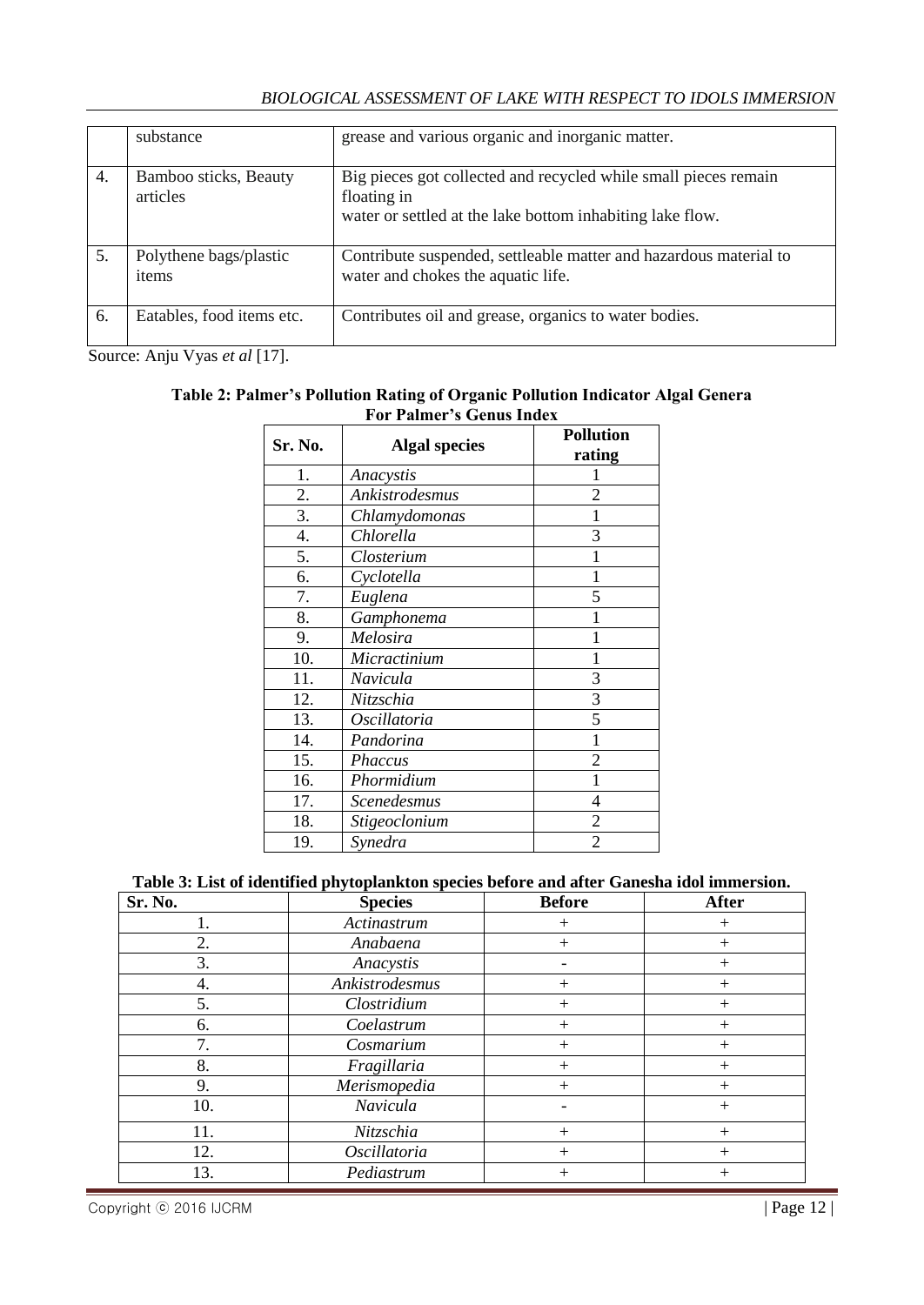|  | substance | grease and various organic and inorganic matter. |
|---|---|---|
| 4. | Bamboo sticks, Beauty articles | Big pieces got collected and recycled while small pieces remain floating in water or settled at the lake bottom inhabiting lake flow. |
| 5. | Polythene bags/plastic items | Contribute suspended, settleable matter and hazardous material to water and chokes the aquatic life. |
| 6. | Eatables, food items etc. | Contributes oil and grease, organics to water bodies. |

Source: Anju Vyas *et al* [17].

**Table 2: Palmer's Pollution Rating of Organic Pollution Indicator Algal Genera For Palmer's Genus Index**

| Sr. No. | Algal species | Pollution rating |
|---|---|---|
| 1. | *Anacystis* | 1 |
| 2. | *Ankistrodesmus* | 2 |
| 3. | *Chlamydomonas* | 1 |
| 4. | *Chlorella* | 3 |
| 5. | *Closterium* | 1 |
| 6. | *Cyclotella* | 1 |
| 7. | *Euglena* | 5 |
| 8. | *Gamphonema* | 1 |
| 9. | *Melosira* | 1 |
| 10. | *Micractinium* | 1 |
| 11. | *Navicula* | 3 |
| 12. | *Nitzschia* | 3 |
| 13. | *Oscillatoria* | 5 |
| 14. | *Pandorina* | 1 |
| 15. | *Phaccus* | 2 |
| 16. | *Phormidium* | 1 |
| 17. | *Scenedesmus* | 4 |
| 18. | *Stigeoclonium* | 2 |
| 19. | *Synedra* | 2 |

**Table 3: List of identified phytoplankton species before and after Ganesha idol immersion.**

| Sr. No. | Species | Before | After |
|---|---|---|---|
| 1. | *Actinastrum* | + | + |
| 2. | *Anabaena* | + | + |
| 3. | *Anacystis* | - | + |
| 4. | *Ankistrodesmus* | + | + |
| 5. | *Clostridium* | + | + |
| 6. | *Coelastrum* | + | + |
| 7. | *Cosmarium* | + | + |
| 8. | *Fragillaria* | + | + |
| 9. | *Merismopedia* | + | + |
| 10. | *Navicula* | - | + |
| 11. | *Nitzschia* | + | + |
| 12. | *Oscillatoria* | + | + |
| 13. | *Pediastrum* | + | + |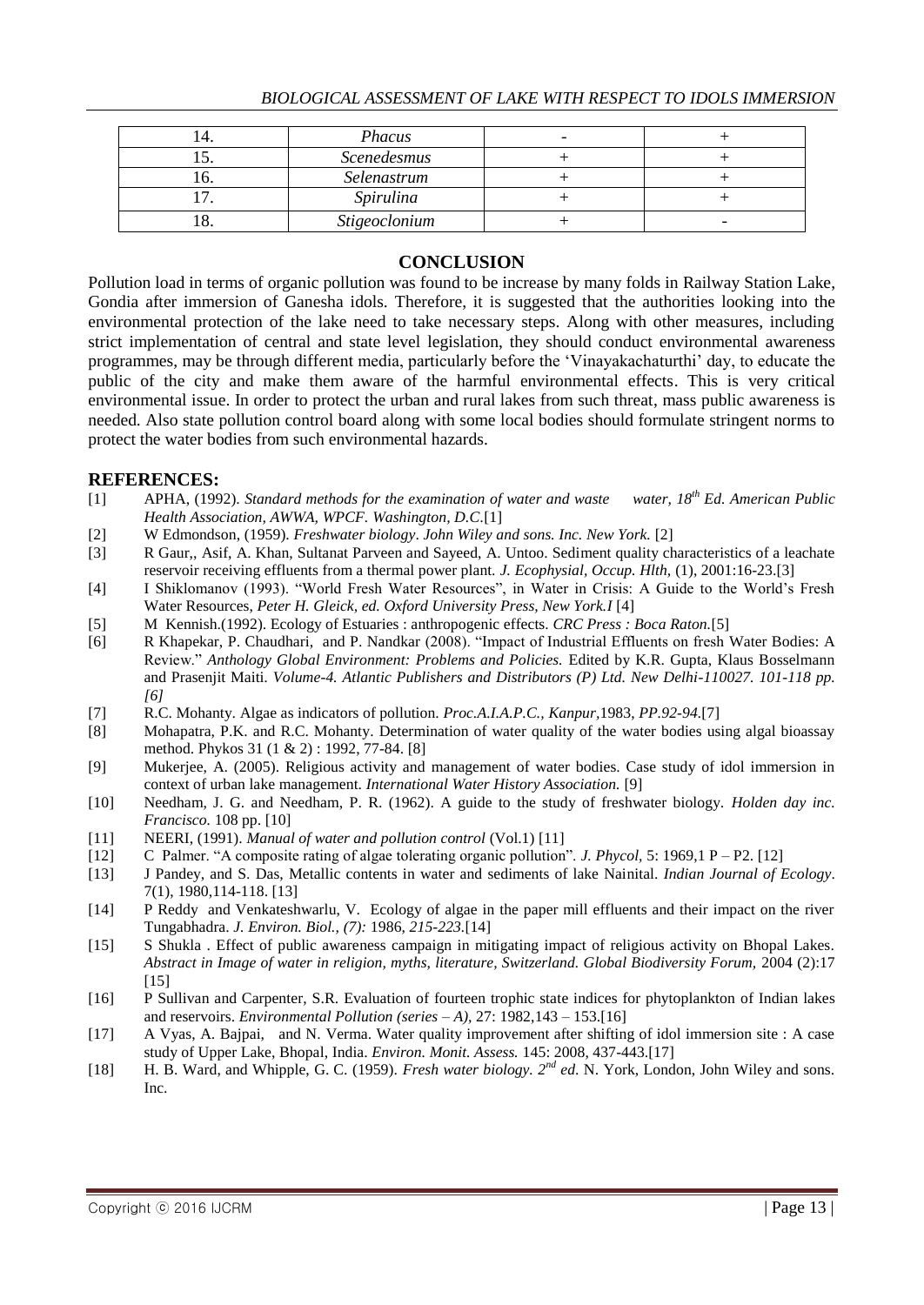| | | | |
|---|---|---|---|
| 14. | *Phacus* | - | + |
| 15. | *Scenedesmus* | + | + |
| 16. | *Selenastrum* | + | + |
| 17. | *Spirulina* | + | + |
| 18. | *Stigeoclonium* | + | - |

## CONCLUSION

Pollution load in terms of organic pollution was found to be increase by many folds in Railway Station Lake, Gondia after immersion of Ganesha idols. Therefore, it is suggested that the authorities looking into the environmental protection of the lake need to take necessary steps. Along with other measures, including strict implementation of central and state level legislation, they should conduct environmental awareness programmes, may be through different media, particularly before the 'Vinayakachaturthi' day, to educate the public of the city and make them aware of the harmful environmental effects. This is very critical environmental issue. In order to protect the urban and rural lakes from such threat, mass public awareness is needed. Also state pollution control board along with some local bodies should formulate stringent norms to protect the water bodies from such environmental hazards.

## REFERENCES:

[1] APHA, (1992). *Standard methods for the examination of water and waste water, 18th Ed. American Public Health Association, AWWA, WPCF. Washington, D.C.*[1]

[2] W Edmondson, (1959). *Freshwater biology*. *John Wiley and sons. Inc. New York.* [2]

[3] R Gaur,, Asif, A. Khan, Sultanat Parveen and Sayeed, A. Untoo. Sediment quality characteristics of a leachate reservoir receiving effluents from a thermal power plant. *J. Ecophysial, Occup. Hlth,* (1), 2001:16-23.[3]

[4] I Shiklomanov (1993). "World Fresh Water Resources", in Water in Crisis: A Guide to the World's Fresh Water Resources, *Peter H. Gleick, ed. Oxford University Press, New York.I* [4]

[5] M Kennish.(1992). Ecology of Estuaries : anthropogenic effects. *CRC Press : Boca Raton.*[5]

[6] R Khapekar, P. Chaudhari, and P. Nandkar (2008). "Impact of Industrial Effluents on fresh Water Bodies: A Review." *Anthology Global Environment: Problems and Policies.* Edited by K.R. Gupta, Klaus Bosselmann and Prasenjit Maiti. *Volume-4. Atlantic Publishers and Distributors (P) Ltd. New Delhi-110027. 101-118 pp. [6]*

[7] R.C. Mohanty. Algae as indicators of pollution. *Proc.A.I.A.P.C., Kanpur,*1983, *PP.92-94.*[7]

[8] Mohapatra, P.K. and R.C. Mohanty. Determination of water quality of the water bodies using algal bioassay method. Phykos 31 (1 & 2) : 1992, 77-84. [8]

[9] Mukerjee, A. (2005). Religious activity and management of water bodies. Case study of idol immersion in context of urban lake management. *International Water History Association.* [9]

[10] Needham, J. G. and Needham, P. R. (1962). A guide to the study of freshwater biology. *Holden day inc. Francisco.* 108 pp. [10]

[11] NEERI, (1991). *Manual of water and pollution control* (Vol.1) [11]

[12] C Palmer. "A composite rating of algae tolerating organic pollution". *J. Phycol,* 5: 1969,1 P – P2. [12]

[13] J Pandey, and S. Das, Metallic contents in water and sediments of lake Nainital. *Indian Journal of Ecology*. 7(1), 1980,114-118. [13]

[14] P Reddy and Venkateshwarlu, V. Ecology of algae in the paper mill effluents and their impact on the river Tungabhadra. *J. Environ. Biol., (7):* 1986, *215-223.*[14]

[15] S Shukla . Effect of public awareness campaign in mitigating impact of religious activity on Bhopal Lakes. *Abstract in Image of water in religion, myths, literature, Switzerland. Global Biodiversity Forum,* 2004 (2):17 [15]

[16] P Sullivan and Carpenter, S.R. Evaluation of fourteen trophic state indices for phytoplankton of Indian lakes and reservoirs. *Environmental Pollution (series – A),* 27: 1982,143 – 153.[16]

[17] A Vyas, A. Bajpai, and N. Verma. Water quality improvement after shifting of idol immersion site : A case study of Upper Lake, Bhopal, India. *Environ. Monit. Assess.* 145: 2008, 437-443.[17]

[18] H. B. Ward, and Whipple, G. C. (1959). *Fresh water biology. 2nd ed*. N. York, London, John Wiley and sons. Inc.